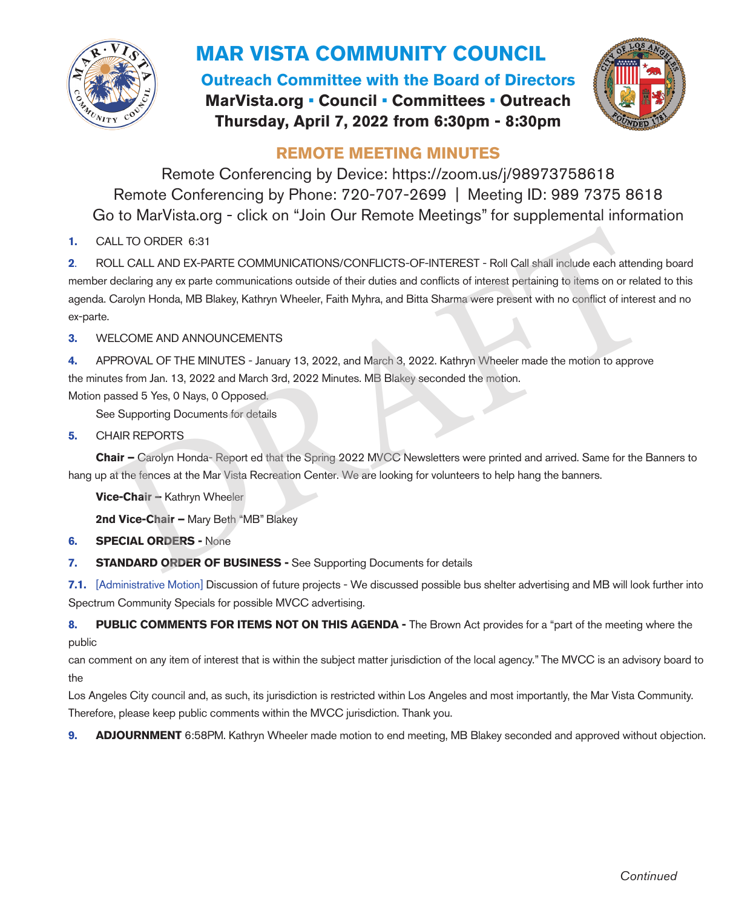# MAR VISTA COMMUNITY COUNCIL

## Outreach Committee with the Board of Directors

**MarVista.org ▪ Council ▪ Committees ▪ Outreach**

**Thursday, April 7, 2022 from 6:30pm - 8:30pm**

## REMOTE MEETING MINUTES

Remote Conferencing by Device: https://zoom.us/j/98973758618

Remote Conferencing by Phone: 720-707-2699 | Meeting ID: 989 7375 8618

Go to MarVista.org - click on "Join Our Remote Meetings" for supplemental information

**1.** CALL TO ORDER 6:31

**2**. ROLL CALL AND EX-PARTE COMMUNICATIONS/CONFLICTS-OF-INTEREST - Roll Call shall include each attending board member declaring any ex parte communications outside of their duties and conflicts of interest pertaining to items on or related to this agenda. Carolyn Honda, MB Blakey, Kathryn Wheeler, Faith Myhra, and Bitta Sharma were present with no conflict of interest and no ex-parte.

**3.** WELCOME AND ANNOUNCEMENTS

**4.** APPROVAL OF THE MINUTES - January 13, 2022, and March 3, 2022. Kathryn Wheeler made the motion to approve the minutes from Jan. 13, 2022 and March 3rd, 2022 Minutes. MB Blakey seconded the motion.
Motion passed 5 Yes, 0 Nays, 0 Opposed.

See Supporting Documents for details

**5.** CHAIR REPORTS

**Chair –** Carolyn Honda- Report ed that the Spring 2022 MVCC Newsletters were printed and arrived. Same for the Banners to hang up at the fences at the Mar Vista Recreation Center. We are looking for volunteers to help hang the banners.

**Vice-Chair –** Kathryn Wheeler

**2nd Vice-Chair –** Mary Beth "MB" Blakey

**6. SPECIAL ORDERS -** None

**7. STANDARD ORDER OF BUSINESS -** See Supporting Documents for details

**7.1.** [Administrative Motion] Discussion of future projects - We discussed possible bus shelter advertising and MB will look further into Spectrum Community Specials for possible MVCC advertising.

**8. PUBLIC COMMENTS FOR ITEMS NOT ON THIS AGENDA -** The Brown Act provides for a "part of the meeting where the public
can comment on any item of interest that is within the subject matter jurisdiction of the local agency." The MVCC is an advisory board to the
Los Angeles City council and, as such, its jurisdiction is restricted within Los Angeles and most importantly, the Mar Vista Community. Therefore, please keep public comments within the MVCC jurisdiction. Thank you.

**9. ADJOURNMENT** 6:58PM. Kathryn Wheeler made motion to end meeting, MB Blakey seconded and approved without objection.

*Continued*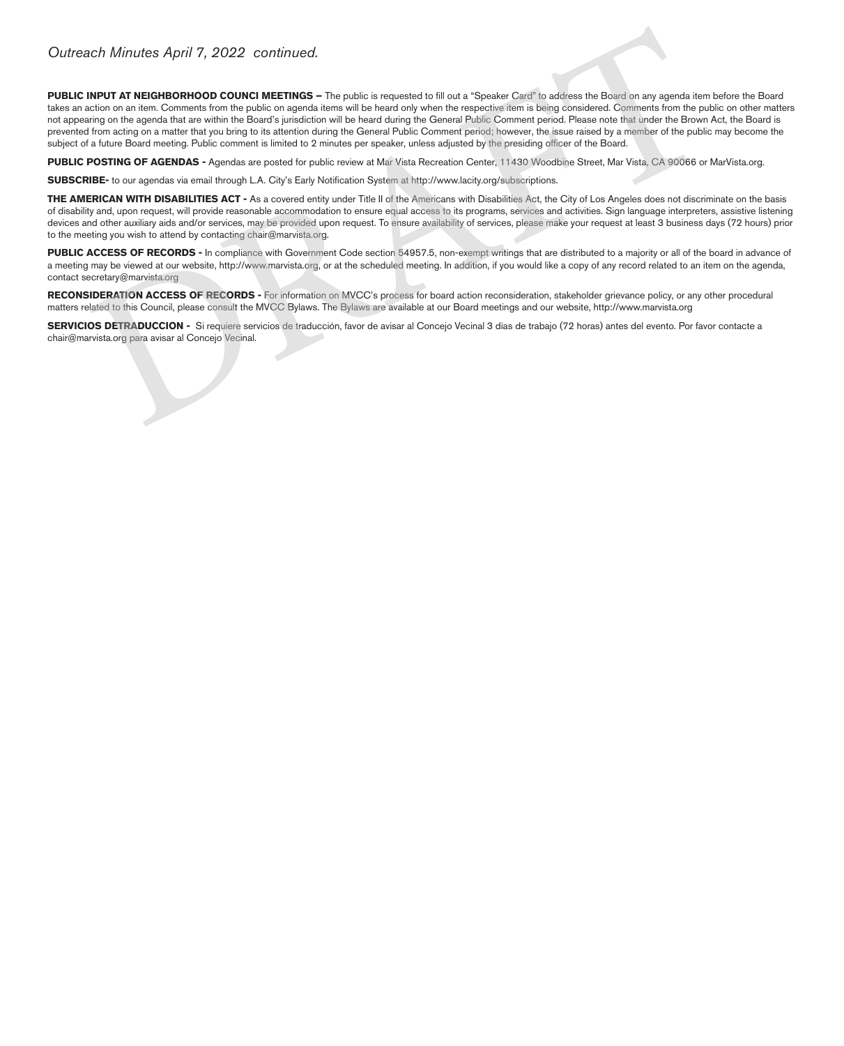*Outreach Minutes April 7, 2022 continued.*

**PUBLIC INPUT AT NEIGHBORHOOD COUNCI MEETINGS –** The public is requested to fill out a "Speaker Card" to address the Board on any agenda item before the Board takes an action on an item. Comments from the public on agenda items will be heard only when the respective item is being considered. Comments from the public on other matters not appearing on the agenda that are within the Board's jurisdiction will be heard during the General Public Comment period. Please note that under the Brown Act, the Board is prevented from acting on a matter that you bring to its attention during the General Public Comment period; however, the issue raised by a member of the public may become the subject of a future Board meeting. Public comment is limited to 2 minutes per speaker, unless adjusted by the presiding officer of the Board.

**PUBLIC POSTING OF AGENDAS -** Agendas are posted for public review at Mar Vista Recreation Center, 11430 Woodbine Street, Mar Vista, CA 90066 or MarVista.org.

**SUBSCRIBE-** to our agendas via email through L.A. City's Early Notification System at http://www.lacity.org/subscriptions.

**THE AMERICAN WITH DISABILITIES ACT -** As a covered entity under Title II of the Americans with Disabilities Act, the City of Los Angeles does not discriminate on the basis of disability and, upon request, will provide reasonable accommodation to ensure equal access to its programs, services and activities. Sign language interpreters, assistive listening devices and other auxiliary aids and/or services, may be provided upon request. To ensure availability of services, please make your request at least 3 business days (72 hours) prior to the meeting you wish to attend by contacting chair@marvista.org.

**PUBLIC ACCESS OF RECORDS -** In compliance with Government Code section 54957.5, non-exempt writings that are distributed to a majority or all of the board in advance of a meeting may be viewed at our website, http://www.marvista.org, or at the scheduled meeting. In addition, if you would like a copy of any record related to an item on the agenda, contact secretary@marvista.org

**RECONSIDERATION ACCESS OF RECORDS -** For information on MVCC's process for board action reconsideration, stakeholder grievance policy, or any other procedural matters related to this Council, please consult the MVCC Bylaws. The Bylaws are available at our Board meetings and our website, http://www.marvista.org

**SERVICIOS DETRADUCCION -** Si requiere servicios de traducción, favor de avisar al Concejo Vecinal 3 días de trabajo (72 horas) antes del evento. Por favor contacte a chair@marvista.org para avisar al Concejo Vecinal.